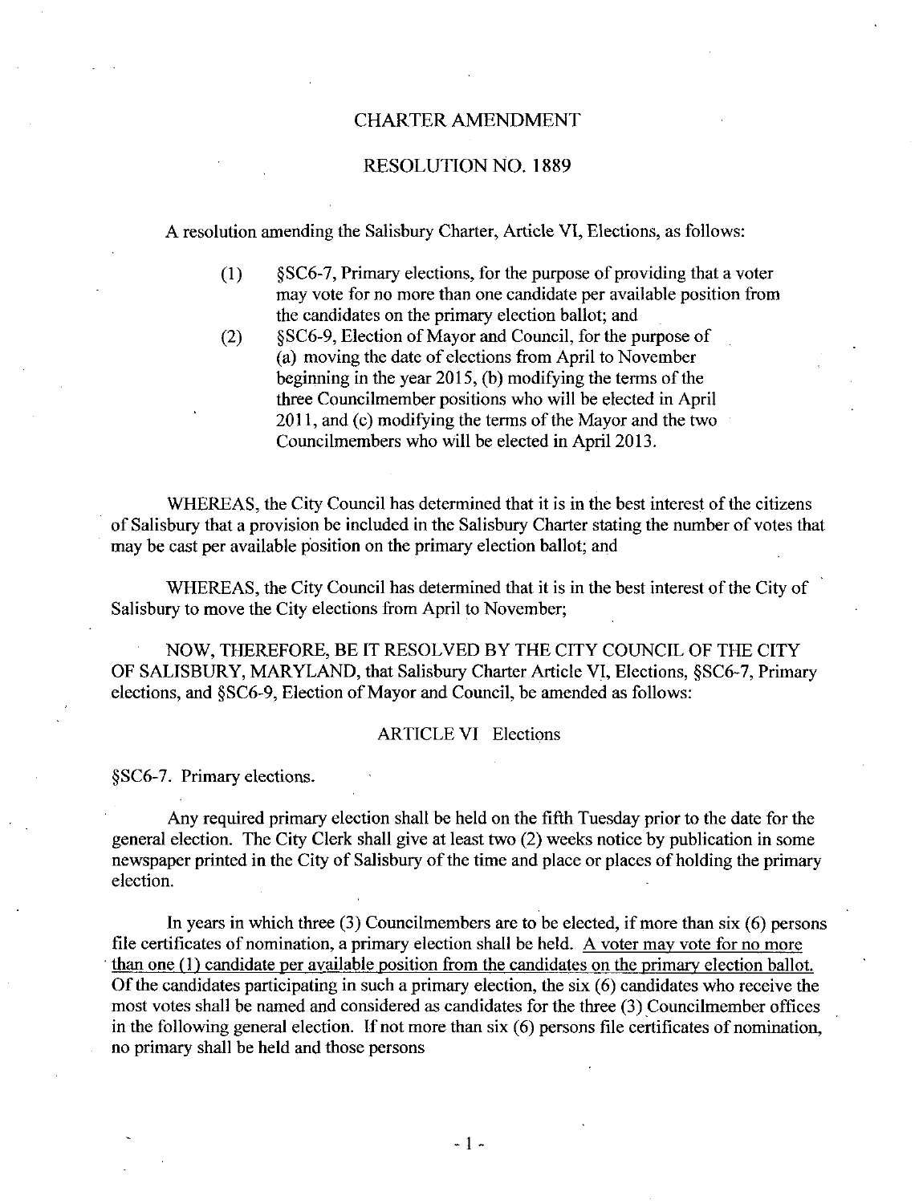# CHARTER AMENDMENT

## RESOLUTION NO. 1889

A resolution amending the Salisbury Charter, Article VI, Elections, as follows:

(1) §SC6-7, Primary elections, for the purpose of providing that a voter may vote for no more than one candidate per available position from the candidates on the primary election ballot; and

(2) §SC6-9, Election of Mayor and Council, for the purpose of (a) moving the date of elections from April to November beginning in the year 2015, (b) modifying the terms of the three Councilmember positions who will be elected in April 2011, and (c) modifying the terms of the Mayor and the two Councilmembers who will be elected in April 2013.

WHEREAS, the City Council has determined that it is in the best interest of the citizens of Salisbury that a provision be included in the Salisbury Charter stating the number of votes that may be cast per available position on the primary election ballot; and

WHEREAS, the City Council has determined that it is in the best interest of the City of Salisbury to move the City elections from April to November;

NOW, THEREFORE, BE IT RESOLVED BY THE CITY COUNCIL OF THE CITY OF SALISBURY, MARYLAND, that Salisbury Charter Article VI, Elections, §SC6-7, Primary elections, and §SC6-9, Election of Mayor and Council, be amended as follows:

### ARTICLE VI Elections

§SC6-7. Primary elections.

Any required primary election shall be held on the fifth Tuesday prior to the date for the general election. The City Clerk shall give at least two (2) weeks notice by publication in some newspaper printed in the City of Salisbury of the time and place or places of holding the primary election.

In years in which three (3) Councilmembers are to be elected, if more than six (6) persons file certificates of nomination, a primary election shall be held. <u>A voter may vote for no more than one (1) candidate per available position from the candidates on the primary election ballot.</u> Of the candidates participating in such a primary election, the six (6) candidates who receive the most votes shall be named and considered as candidates for the three (3) Councilmember offices in the following general election. If not more than six (6) persons file certificates of nomination, no primary shall be held and those persons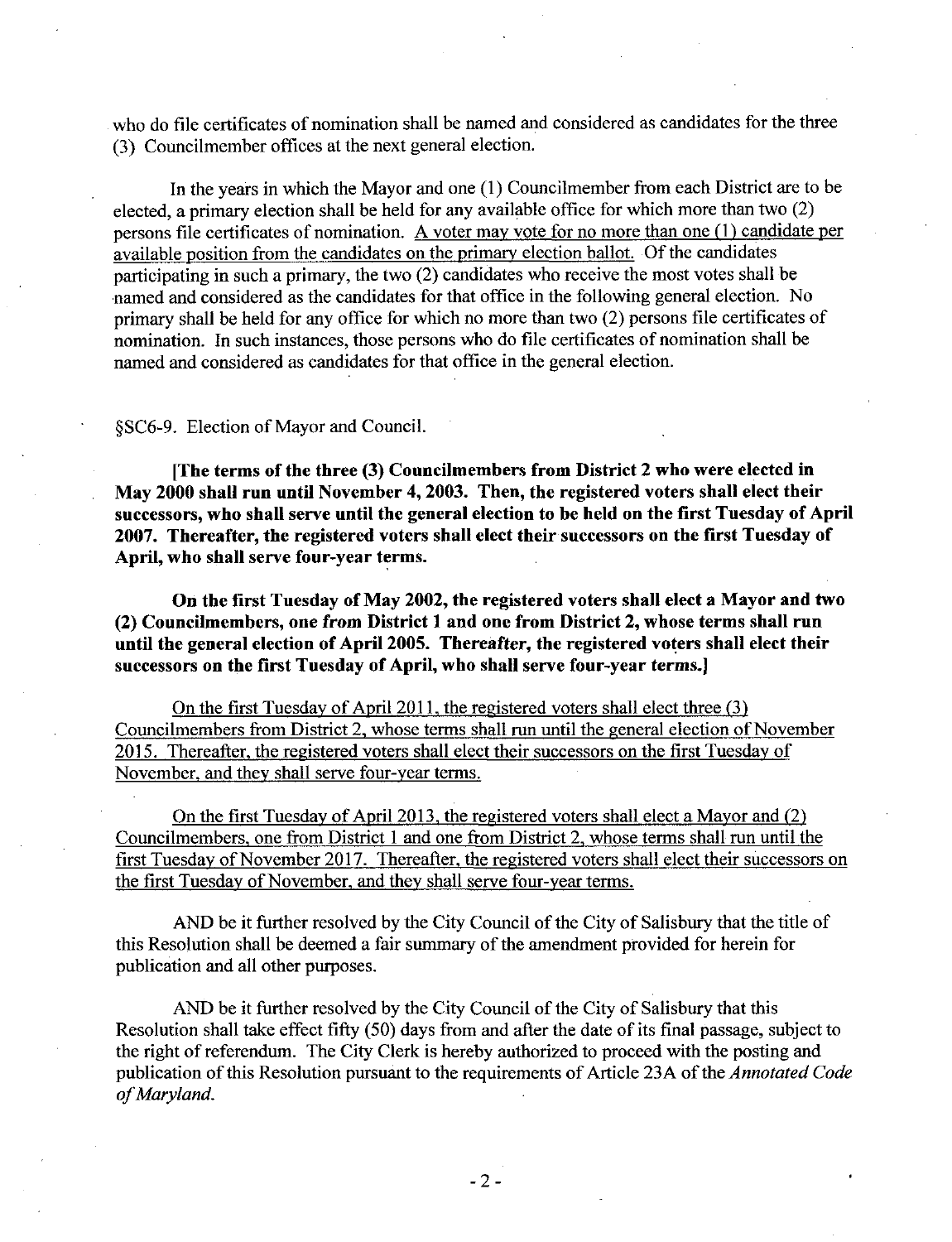who do file certificates of nomination shall be named and considered as candidates for the three (3) Councilmember offices at the next general election.

In the years in which the Mayor and one (1) Councilmember from each District are to be elected, a primary election shall be held for any available office for which more than two (2) persons file certificates of nomination. <u>A voter may vote for no more than one (1) candidate per available position from the candidates on the primary election ballot.</u> Of the candidates participating in such a primary, the two (2) candidates who receive the most votes shall be named and considered as the candidates for that office in the following general election. No primary shall be held for any office for which no more than two (2) persons file certificates of nomination. In such instances, those persons who do file certificates of nomination shall be named and considered as candidates for that office in the general election.

§SC6-9. Election of Mayor and Council.

**[The terms of the three (3) Councilmembers from District 2 who were elected in May 2000 shall run until November 4, 2003. Then, the registered voters shall elect their successors, who shall serve until the general election to be held on the first Tuesday of April 2007. Thereafter, the registered voters shall elect their successors on the first Tuesday of April, who shall serve four-year terms.**

**On the first Tuesday of May 2002, the registered voters shall elect a Mayor and two (2) Councilmembers, one *from* District 1 and one from District 2, whose terms shall run until the general election of April 2005. *Thereafter*, the registered voters shall elect their successors on the first Tuesday of April, who shall serve four-year *terms*.]**

<u>On the first Tuesday of April 2011, the registered voters shall elect three (3) Councilmembers from District 2, whose terms shall run until the general election of November 2015. Thereafter, the registered voters shall elect their successors on the first Tuesday of November, and they shall serve four-year terms.</u>

<u>On the first Tuesday of April 2013, the registered voters shall elect a Mayor and (2) Councilmembers, one from District 1 and one from District 2, whose terms shall run until the first Tuesday of November 2017. Thereafter, the registered voters shall elect their successors on the first Tuesday of November, and they shall serve four-year terms.</u>

AND be it further resolved by the City Council of the City of Salisbury that the title of this Resolution shall be deemed a fair summary of the amendment provided for herein for publication and all other purposes.

AND be it further resolved by the City Council of the City of Salisbury that this Resolution shall take effect fifty (50) days from and after the date of its final passage, subject to the right of referendum. The City Clerk is hereby authorized to proceed with the posting and publication of this Resolution pursuant to the requirements of Article 23A of the *Annotated Code of Maryland.*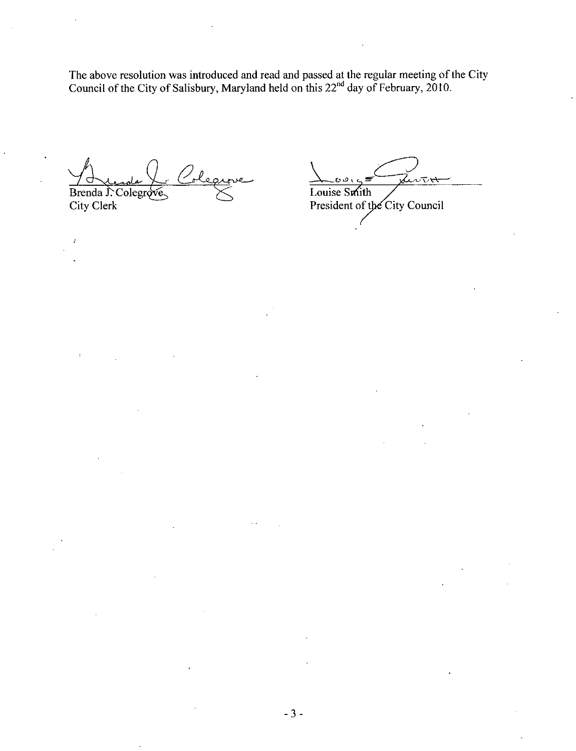The above resolution was introduced and read and passed at the regular meeting of the City Council of the City of Salisbury, Maryland held on this 22nd day of February, 2010.

Brenda J. Colegrove
City Clerk

Louise Smith
President of the City Council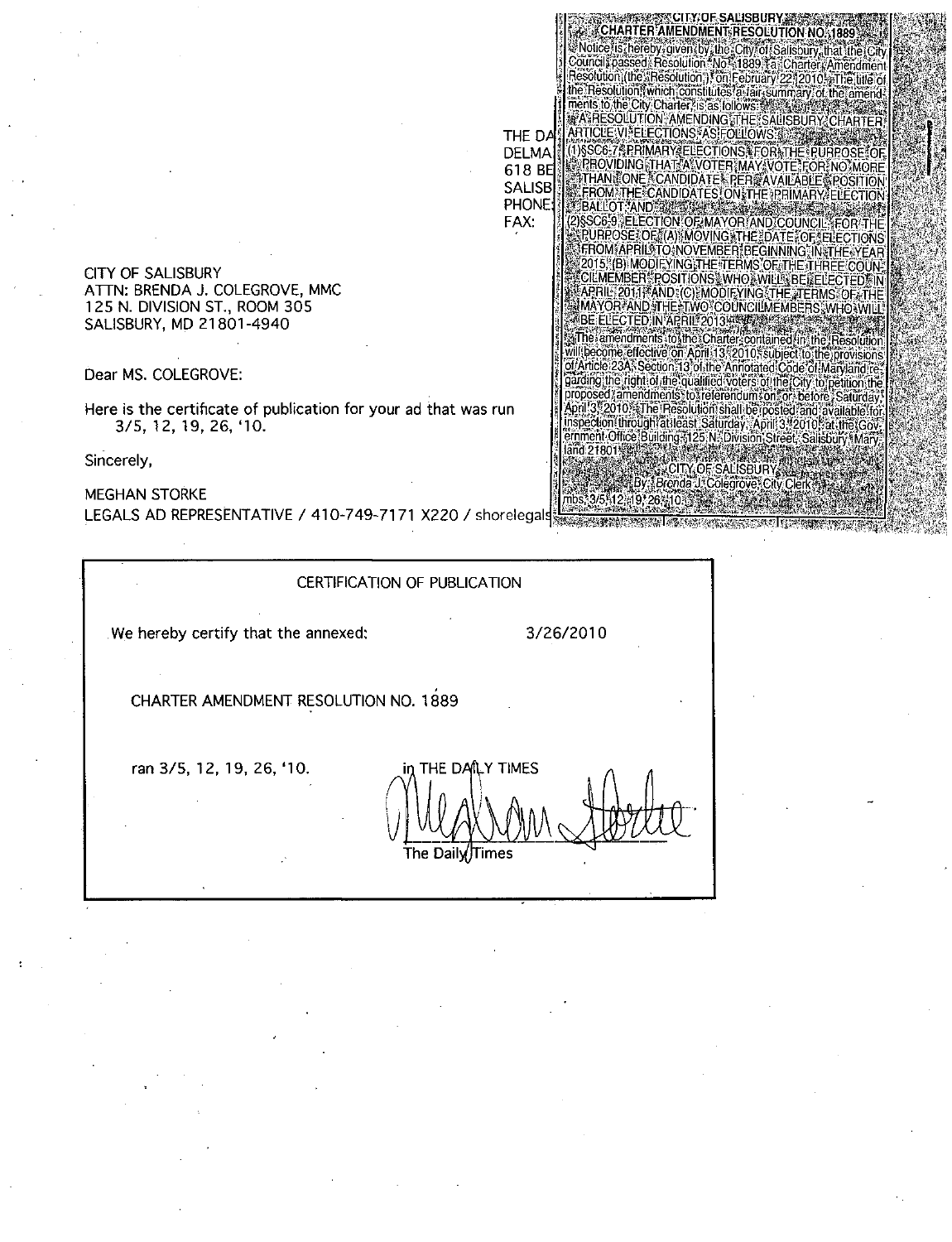THE DA
DELMA
618 BE
SALISB
PHONE:
FAX:

CITY OF SALISBURY
CHARTER AMENDMENT RESOLUTION NO. 1889

Notice is hereby given by the City of Salisbury, that the City Council passed Resolution No. 1889, a Charter Amendment Resolution (the "Resolution"), on February 22, 2010. The title of the Resolution, which constitutes a fair summary of the amendments to the City Charter, is as follows:

A RESOLUTION AMENDING THE SALISBURY CHARTER ARTICLE VI ELECTIONS AS FOLLOWS:
(1) §SC6-7, PRIMARY ELECTIONS, FOR THE PURPOSE OF PROVIDING THAT A VOTER MAY VOTE FOR NO MORE THAN ONE CANDIDATE PER AVAILABLE POSITION FROM THE CANDIDATES ON THE PRIMARY ELECTION BALLOT; AND
(2) §SC6-9, ELECTION OF MAYOR AND COUNCIL, FOR THE PURPOSE OF (A) MOVING THE DATE OF ELECTIONS FROM APRIL TO NOVEMBER BEGINNING IN THE YEAR 2015, (B) MODIFYING THE TERMS OF THE THREE COUNCILMEMBER POSITIONS WHO WILL BE ELECTED IN APRIL 2011, AND (C) MODIFYING THE TERMS OF THE MAYOR AND THE TWO COUNCILMEMBERS WHO WILL BE ELECTED IN APRIL 2013.

The amendments to the Charter contained in the Resolution will become effective on April 13, 2010, subject to the provisions of Article 23A, Section 13 of the Annotated Code of Maryland regarding the right of the qualified voters of the City to petition the proposed amendments to referendum on or before Saturday, April 3, 2010. The Resolution shall be posted and available for inspection through at least Saturday, April 3, 2010 at the Government Office Building, 125 N. Division Street, Salisbury, Maryland 21801.

CITY OF SALISBURY
By: Brenda J. Colegrove, City Clerk
mbs, 3/5, 12, 19, 26, '10

CITY OF SALISBURY
ATTN: BRENDA J. COLEGROVE, MMC
125 N. DIVISION ST., ROOM 305
SALISBURY, MD 21801-4940

Dear MS. COLEGROVE:

Here is the certificate of publication for your ad that was run 3/5, 12, 19, 26, '10.

Sincerely,

MEGHAN STORKE
LEGALS AD REPRESENTATIVE / 410-749-7171 X220 / shorelegals

## CERTIFICATION OF PUBLICATION

We hereby certify that the annexed: 3/26/2010

CHARTER AMENDMENT RESOLUTION NO. 1889

ran 3/5, 12, 19, 26, '10. in THE DAILY TIMES

Meghan Storke

The Daily Times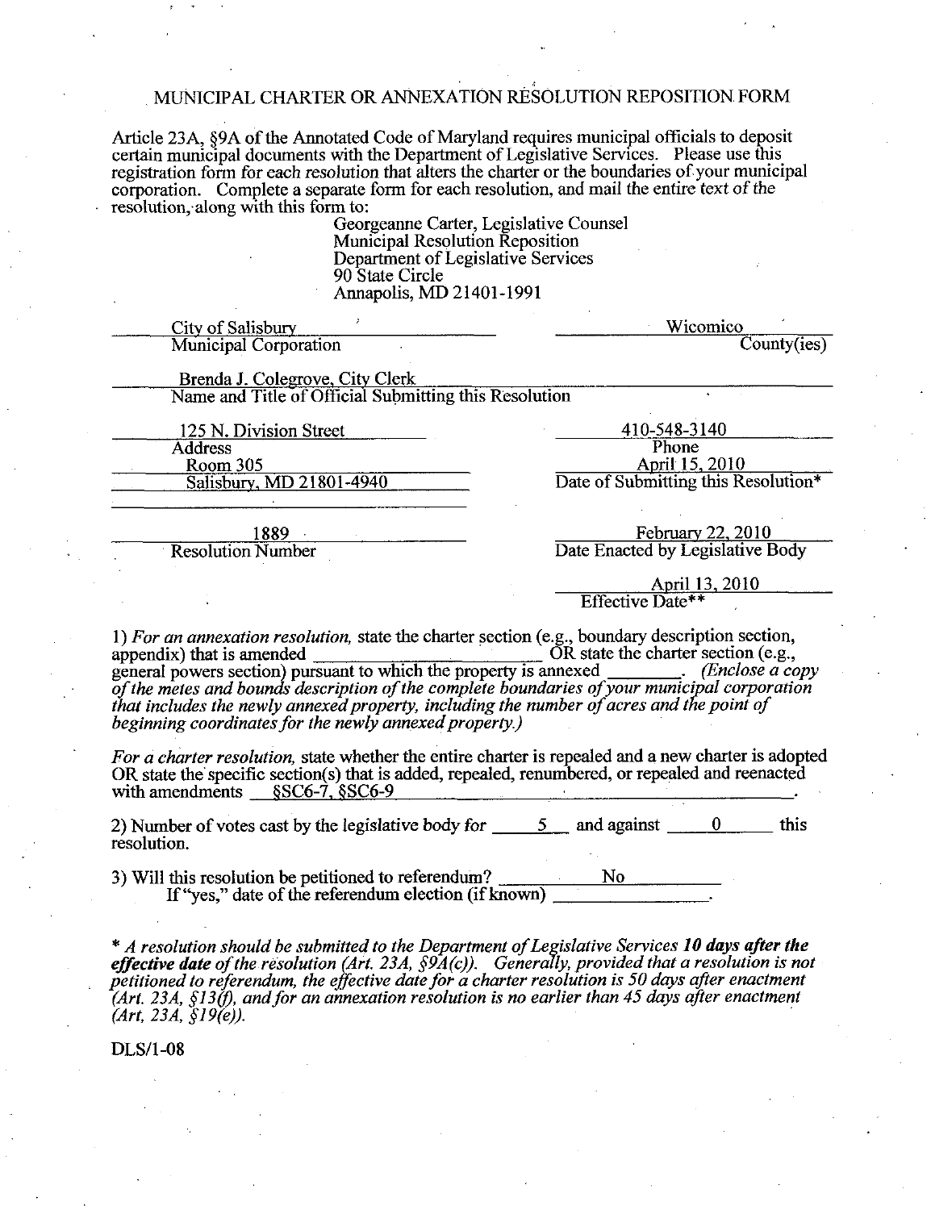# MUNICIPAL CHARTER OR ANNEXATION RESOLUTION REPOSITION FORM

Article 23A, §9A of the Annotated Code of Maryland requires municipal officials to deposit certain municipal documents with the Department of Legislative Services. Please use this registration form for each resolution that alters the charter or the boundaries of your municipal corporation. Complete a separate form for each resolution, and mail the entire text of the resolution, along with this form to:

Georgeanne Carter, Legislative Counsel
Municipal Resolution Reposition
Department of Legislative Services
90 State Circle
Annapolis, MD 21401-1991

City of Salisbury
Municipal Corporation

Wicomico
County(ies)

Brenda J. Colegrove, City Clerk
Name and Title of Official Submitting this Resolution

125 N. Division Street
Room 305
Salisbury, MD 21801-4940
Address

410-548-3140
Phone

April 15, 2010
Date of Submitting this Resolution*

1889
Resolution Number

February 22, 2010
Date Enacted by Legislative Body

April 13, 2010
Effective Date**

1) *For an annexation resolution,* state the charter section (e.g., boundary description section, appendix) that is amended ________ OR state the charter section (e.g., general powers section) pursuant to which the property is annexed ________. *(Enclose a copy of the metes and bounds description of the complete boundaries of your municipal corporation that includes the newly annexed property, including the number of acres and the point of beginning coordinates for the newly annexed property.)*

*For a charter resolution,* state whether the entire charter is repealed and a new charter is adopted OR state the specific section(s) that is added, repealed, renumbered, or repealed and reenacted with amendments §SC6-7, §SC6-9.

2) Number of votes cast by the legislative body for 5 and against 0 this resolution.

3) Will this resolution be petitioned to referendum? No
If "yes," date of the referendum election (if known) ________.

*\* A resolution should be submitted to the Department of Legislative Services **10 days after the effective date** of the resolution (Art. 23A, §9A(c)). Generally, provided that a resolution is not petitioned to referendum, the effective date for a charter resolution is 50 days after enactment (Art. 23A, §13(f), and for an annexation resolution is no earlier than 45 days after enactment (Art, 23A, §19(e)).*

DLS/1-08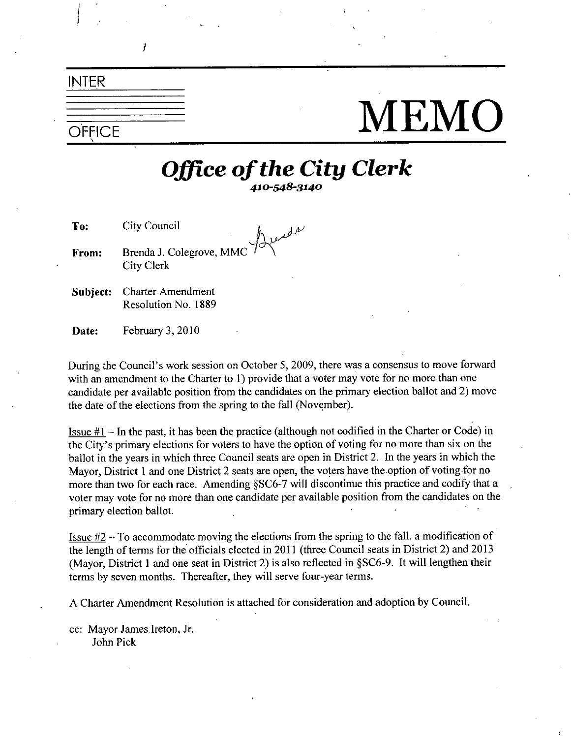INTER

OFFICE

# MEMO

## *Office of the City Clerk*

*410-548-3140*

**To:** City Council

**From:** Brenda J. Colegrove, MMC
City Clerk

**Subject:** Charter Amendment
Resolution No. 1889

**Date:** February 3, 2010

During the Council's work session on October 5, 2009, there was a consensus to move forward with an amendment to the Charter to 1) provide that a voter may vote for no more than one candidate per available position from the candidates on the primary election ballot and 2) move the date of the elections from the spring to the fall (November).

Issue #1 – In the past, it has been the practice (although not codified in the Charter or Code) in the City's primary elections for voters to have the option of voting for no more than six on the ballot in the years in which three Council seats are open in District 2. In the years in which the Mayor, District 1 and one District 2 seats are open, the voters have the option of voting for no more than two for each race. Amending §SC6-7 will discontinue this practice and codify that a voter may vote for no more than one candidate per available position from the candidates on the primary election ballot.

Issue #2 – To accommodate moving the elections from the spring to the fall, a modification of the length of terms for the officials elected in 2011 (three Council seats in District 2) and 2013 (Mayor, District 1 and one seat in District 2) is also reflected in §SC6-9. It will lengthen their terms by seven months. Thereafter, they will serve four-year terms.

A Charter Amendment Resolution is attached for consideration and adoption by Council.

cc: Mayor James Ireton, Jr.
John Pick